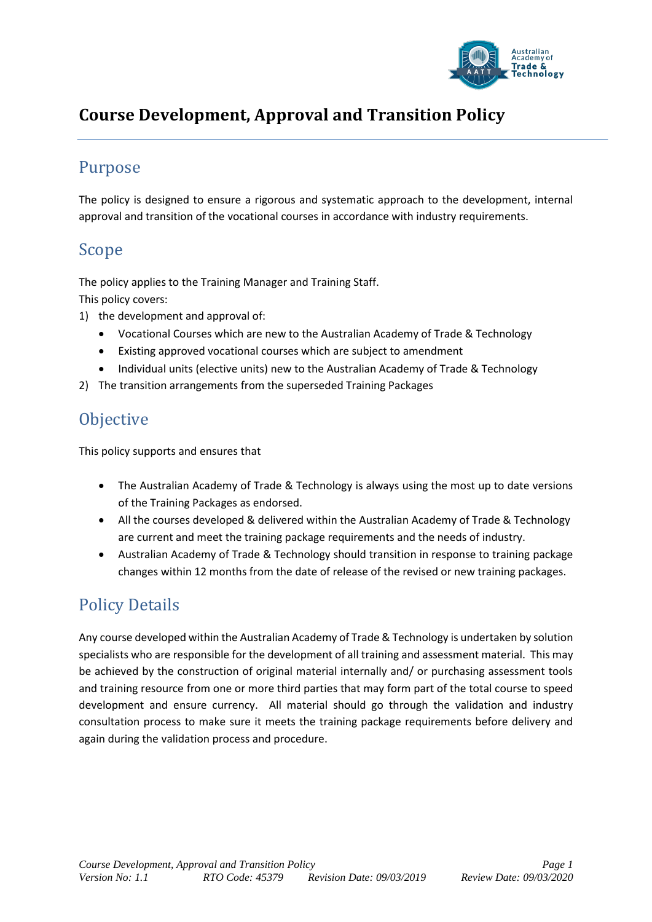# Course Development, Approval and Transition Policy

## Purpose

The policy is designed to ensure a rigorous and systematic approach to the development, internal approval and transition of the vocational courses in accordance with industry requirements.

## Scope

The policy applies to the Training Manager and Training Staff.
This policy covers:

1) the development and approval of:
   - Vocational Courses which are new to the Australian Academy of Trade & Technology
   - Existing approved vocational courses which are subject to amendment
   - Individual units (elective units) new to the Australian Academy of Trade & Technology
2) The transition arrangements from the superseded Training Packages

## Objective

This policy supports and ensures that

- The Australian Academy of Trade & Technology is always using the most up to date versions of the Training Packages as endorsed.
- All the courses developed & delivered within the Australian Academy of Trade & Technology are current and meet the training package requirements and the needs of industry.
- Australian Academy of Trade & Technology should transition in response to training package changes within 12 months from the date of release of the revised or new training packages.

## Policy Details

Any course developed within the Australian Academy of Trade & Technology is undertaken by solution specialists who are responsible for the development of all training and assessment material. This may be achieved by the construction of original material internally and/ or purchasing assessment tools and training resource from one or more third parties that may form part of the total course to speed development and ensure currency. All material should go through the validation and industry consultation process to make sure it meets the training package requirements before delivery and again during the validation process and procedure.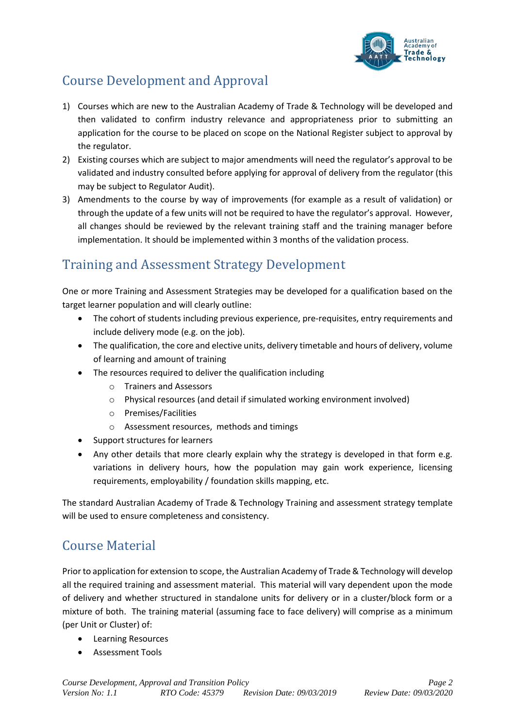## Course Development and Approval

1) Courses which are new to the Australian Academy of Trade & Technology will be developed and then validated to confirm industry relevance and appropriateness prior to submitting an application for the course to be placed on scope on the National Register subject to approval by the regulator.
2) Existing courses which are subject to major amendments will need the regulator's approval to be validated and industry consulted before applying for approval of delivery from the regulator (this may be subject to Regulator Audit).
3) Amendments to the course by way of improvements (for example as a result of validation) or through the update of a few units will not be required to have the regulator's approval. However, all changes should be reviewed by the relevant training staff and the training manager before implementation. It should be implemented within 3 months of the validation process.

## Training and Assessment Strategy Development

One or more Training and Assessment Strategies may be developed for a qualification based on the target learner population and will clearly outline:

- The cohort of students including previous experience, pre-requisites, entry requirements and include delivery mode (e.g. on the job).
- The qualification, the core and elective units, delivery timetable and hours of delivery, volume of learning and amount of training
- The resources required to deliver the qualification including
    - Trainers and Assessors
    - Physical resources (and detail if simulated working environment involved)
    - Premises/Facilities
    - Assessment resources, methods and timings
- Support structures for learners
- Any other details that more clearly explain why the strategy is developed in that form e.g. variations in delivery hours, how the population may gain work experience, licensing requirements, employability / foundation skills mapping, etc.

The standard Australian Academy of Trade & Technology Training and assessment strategy template will be used to ensure completeness and consistency.

## Course Material

Prior to application for extension to scope, the Australian Academy of Trade & Technology will develop all the required training and assessment material. This material will vary dependent upon the mode of delivery and whether structured in standalone units for delivery or in a cluster/block form or a mixture of both. The training material (assuming face to face delivery) will comprise as a minimum (per Unit or Cluster) of:

- Learning Resources
- Assessment Tools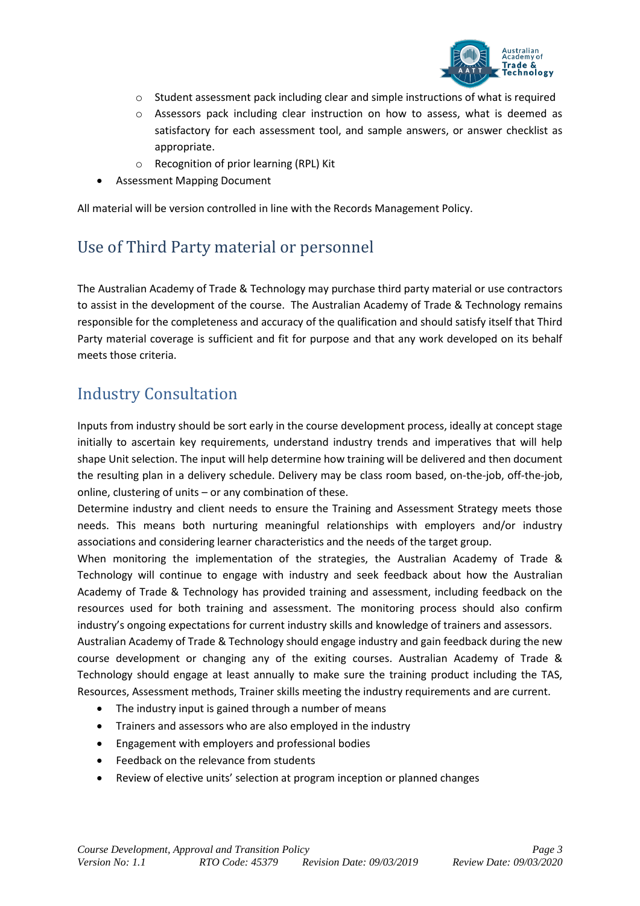- Student assessment pack including clear and simple instructions of what is required
    - Assessors pack including clear instruction on how to assess, what is deemed as satisfactory for each assessment tool, and sample answers, or answer checklist as appropriate.
    - Recognition of prior learning (RPL) Kit
- Assessment Mapping Document

All material will be version controlled in line with the Records Management Policy.

## Use of Third Party material or personnel

The Australian Academy of Trade & Technology may purchase third party material or use contractors to assist in the development of the course. The Australian Academy of Trade & Technology remains responsible for the completeness and accuracy of the qualification and should satisfy itself that Third Party material coverage is sufficient and fit for purpose and that any work developed on its behalf meets those criteria.

## Industry Consultation

Inputs from industry should be sort early in the course development process, ideally at concept stage initially to ascertain key requirements, understand industry trends and imperatives that will help shape Unit selection. The input will help determine how training will be delivered and then document the resulting plan in a delivery schedule. Delivery may be class room based, on-the-job, off-the-job, online, clustering of units – or any combination of these.

Determine industry and client needs to ensure the Training and Assessment Strategy meets those needs. This means both nurturing meaningful relationships with employers and/or industry associations and considering learner characteristics and the needs of the target group.

When monitoring the implementation of the strategies, the Australian Academy of Trade & Technology will continue to engage with industry and seek feedback about how the Australian Academy of Trade & Technology has provided training and assessment, including feedback on the resources used for both training and assessment. The monitoring process should also confirm industry's ongoing expectations for current industry skills and knowledge of trainers and assessors.

Australian Academy of Trade & Technology should engage industry and gain feedback during the new course development or changing any of the exiting courses. Australian Academy of Trade & Technology should engage at least annually to make sure the training product including the TAS, Resources, Assessment methods, Trainer skills meeting the industry requirements and are current.

- The industry input is gained through a number of means
- Trainers and assessors who are also employed in the industry
- Engagement with employers and professional bodies
- Feedback on the relevance from students
- Review of elective units' selection at program inception or planned changes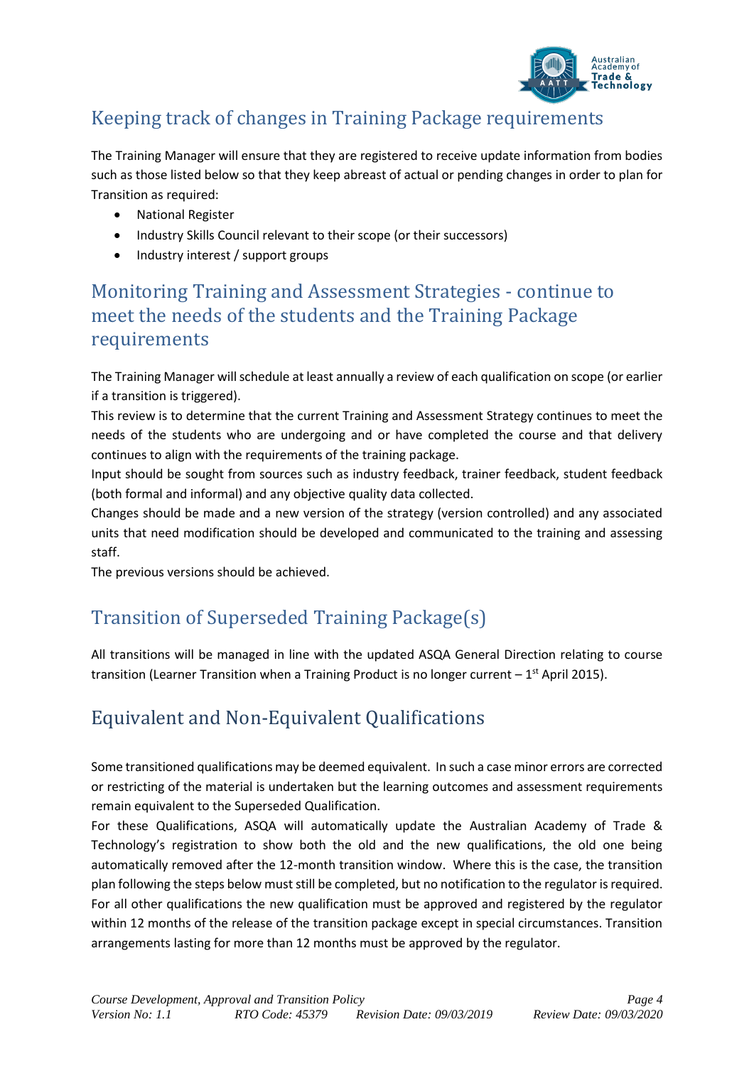## Keeping track of changes in Training Package requirements

The Training Manager will ensure that they are registered to receive update information from bodies such as those listed below so that they keep abreast of actual or pending changes in order to plan for Transition as required:

- National Register
- Industry Skills Council relevant to their scope (or their successors)
- Industry interest / support groups

## Monitoring Training and Assessment Strategies - continue to meet the needs of the students and the Training Package requirements

The Training Manager will schedule at least annually a review of each qualification on scope (or earlier if a transition is triggered).

This review is to determine that the current Training and Assessment Strategy continues to meet the needs of the students who are undergoing and or have completed the course and that delivery continues to align with the requirements of the training package.

Input should be sought from sources such as industry feedback, trainer feedback, student feedback (both formal and informal) and any objective quality data collected.

Changes should be made and a new version of the strategy (version controlled) and any associated units that need modification should be developed and communicated to the training and assessing staff.

The previous versions should be achieved.

## Transition of Superseded Training Package(s)

All transitions will be managed in line with the updated ASQA General Direction relating to course transition (Learner Transition when a Training Product is no longer current – 1st April 2015).

## Equivalent and Non-Equivalent Qualifications

Some transitioned qualifications may be deemed equivalent. In such a case minor errors are corrected or restricting of the material is undertaken but the learning outcomes and assessment requirements remain equivalent to the Superseded Qualification.

For these Qualifications, ASQA will automatically update the Australian Academy of Trade & Technology's registration to show both the old and the new qualifications, the old one being automatically removed after the 12-month transition window. Where this is the case, the transition plan following the steps below must still be completed, but no notification to the regulator is required.

For all other qualifications the new qualification must be approved and registered by the regulator within 12 months of the release of the transition package except in special circumstances. Transition arrangements lasting for more than 12 months must be approved by the regulator.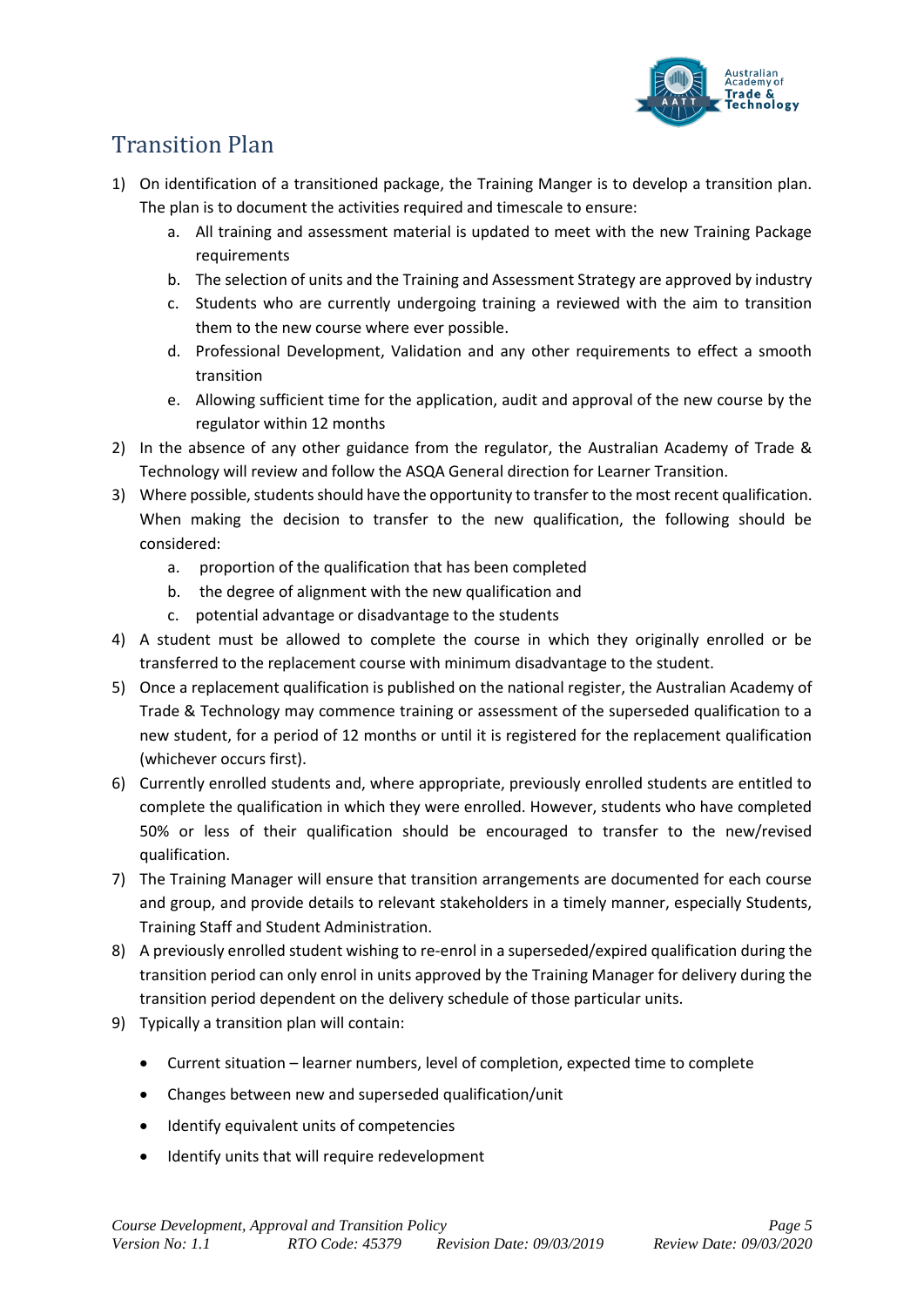## Transition Plan

1) On identification of a transitioned package, the Training Manger is to develop a transition plan. The plan is to document the activities required and timescale to ensure:
    a. All training and assessment material is updated to meet with the new Training Package requirements
    b. The selection of units and the Training and Assessment Strategy are approved by industry
    c. Students who are currently undergoing training a reviewed with the aim to transition them to the new course where ever possible.
    d. Professional Development, Validation and any other requirements to effect a smooth transition
    e. Allowing sufficient time for the application, audit and approval of the new course by the regulator within 12 months
2) In the absence of any other guidance from the regulator, the Australian Academy of Trade & Technology will review and follow the ASQA General direction for Learner Transition.
3) Where possible, students should have the opportunity to transfer to the most recent qualification. When making the decision to transfer to the new qualification, the following should be considered:
    a. proportion of the qualification that has been completed
    b. the degree of alignment with the new qualification and
    c. potential advantage or disadvantage to the students
4) A student must be allowed to complete the course in which they originally enrolled or be transferred to the replacement course with minimum disadvantage to the student.
5) Once a replacement qualification is published on the national register, the Australian Academy of Trade & Technology may commence training or assessment of the superseded qualification to a new student, for a period of 12 months or until it is registered for the replacement qualification (whichever occurs first).
6) Currently enrolled students and, where appropriate, previously enrolled students are entitled to complete the qualification in which they were enrolled. However, students who have completed 50% or less of their qualification should be encouraged to transfer to the new/revised qualification.
7) The Training Manager will ensure that transition arrangements are documented for each course and group, and provide details to relevant stakeholders in a timely manner, especially Students, Training Staff and Student Administration.
8) A previously enrolled student wishing to re-enrol in a superseded/expired qualification during the transition period can only enrol in units approved by the Training Manager for delivery during the transition period dependent on the delivery schedule of those particular units.
9) Typically a transition plan will contain:
    - Current situation – learner numbers, level of completion, expected time to complete
    - Changes between new and superseded qualification/unit
    - Identify equivalent units of competencies
    - Identify units that will require redevelopment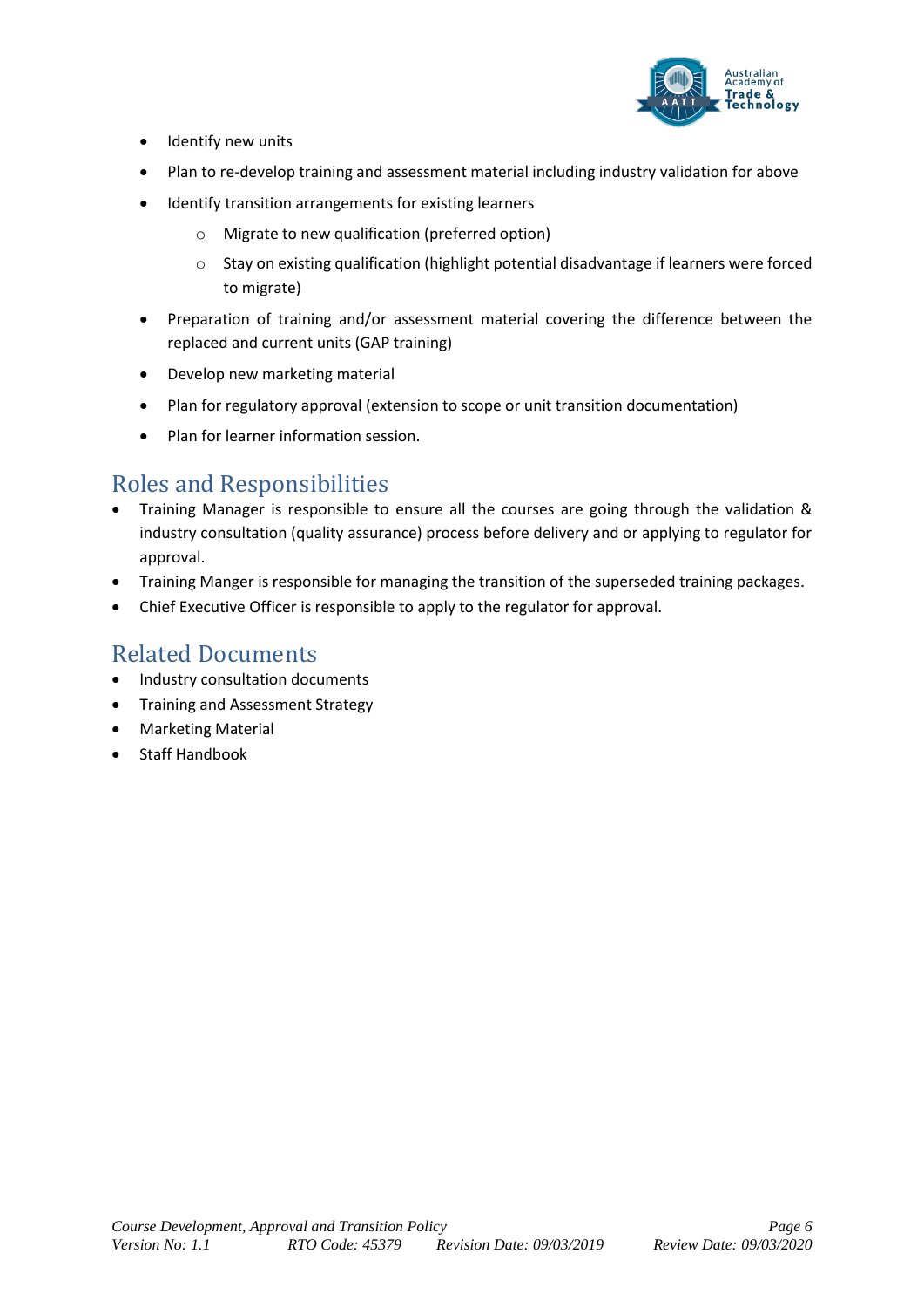- Identify new units
- Plan to re-develop training and assessment material including industry validation for above
- Identify transition arrangements for existing learners
    - Migrate to new qualification (preferred option)
    - Stay on existing qualification (highlight potential disadvantage if learners were forced to migrate)
- Preparation of training and/or assessment material covering the difference between the replaced and current units (GAP training)
- Develop new marketing material
- Plan for regulatory approval (extension to scope or unit transition documentation)
- Plan for learner information session.

## Roles and Responsibilities

- Training Manager is responsible to ensure all the courses are going through the validation & industry consultation (quality assurance) process before delivery and or applying to regulator for approval.
- Training Manger is responsible for managing the transition of the superseded training packages.
- Chief Executive Officer is responsible to apply to the regulator for approval.

## Related Documents

- Industry consultation documents
- Training and Assessment Strategy
- Marketing Material
- Staff Handbook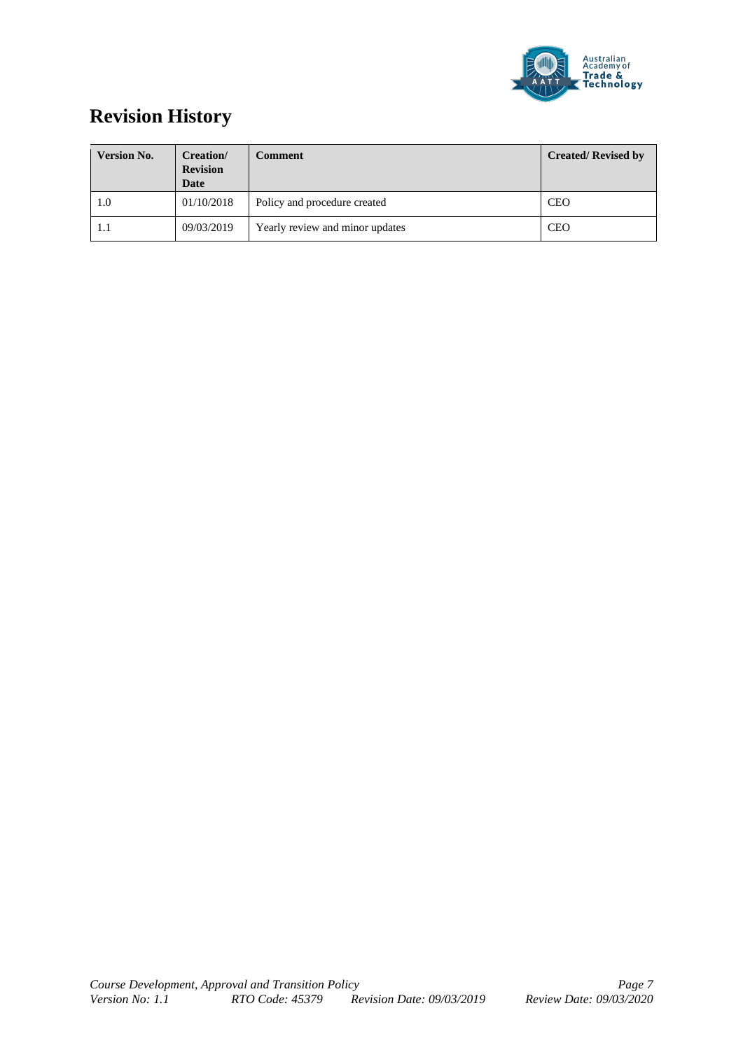# Revision History

| Version No. | Creation/ Revision Date | Comment | Created/ Revised by |
|---|---|---|---|
| 1.0 | 01/10/2018 | Policy and procedure created | CEO |
| 1.1 | 09/03/2019 | Yearly review and minor updates | CEO |